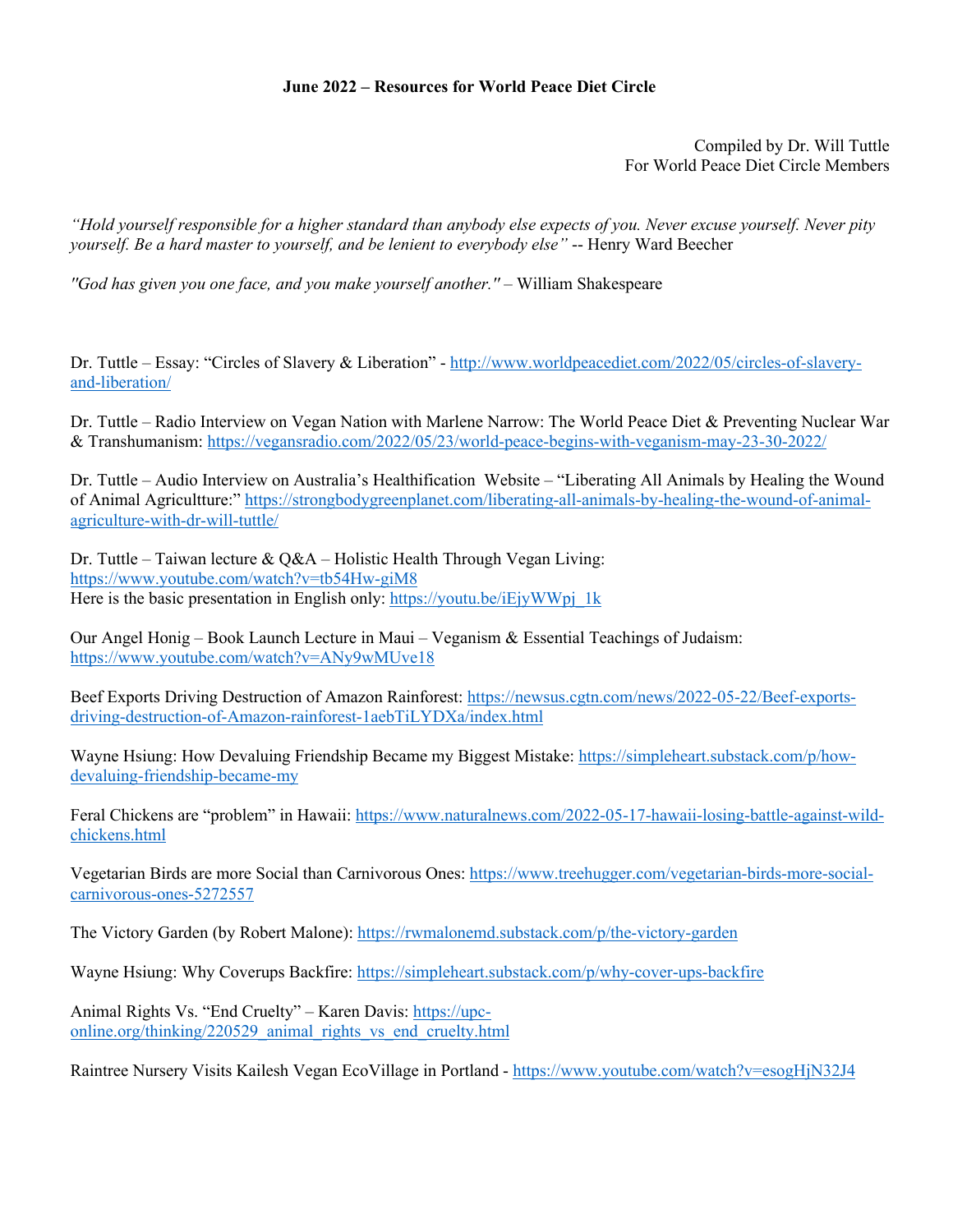**June 2022 – Resources for World Peace Diet Circle**

Compiled by Dr. Will Tuttle
For World Peace Diet Circle Members

*"Hold yourself responsible for a higher standard than anybody else expects of you. Never excuse yourself. Never pity yourself. Be a hard master to yourself, and be lenient to everybody else"* -- Henry Ward Beecher

*"God has given you one face, and you make yourself another."* – William Shakespeare

Dr. Tuttle – Essay: "Circles of Slavery & Liberation" - http://www.worldpeacediet.com/2022/05/circles-of-slavery-and-liberation/

Dr. Tuttle – Radio Interview on Vegan Nation with Marlene Narrow: The World Peace Diet & Preventing Nuclear War & Transhumanism: https://vegansradio.com/2022/05/23/world-peace-begins-with-veganism-may-23-30-2022/

Dr. Tuttle – Audio Interview on Australia's Healthification Website – "Liberating All Animals by Healing the Wound of Animal Agricullture:" https://strongbodygreenplanet.com/liberating-all-animals-by-healing-the-wound-of-animal-agriculture-with-dr-will-tuttle/

Dr. Tuttle – Taiwan lecture & Q&A – Holistic Health Through Vegan Living: https://www.youtube.com/watch?v=tb54Hw-giM8
Here is the basic presentation in English only: https://youtu.be/iEjyWWpj_1k

Our Angel Honig – Book Launch Lecture in Maui – Veganism & Essential Teachings of Judaism: https://www.youtube.com/watch?v=ANy9wMUve18

Beef Exports Driving Destruction of Amazon Rainforest: https://newsus.cgtn.com/news/2022-05-22/Beef-exports-driving-destruction-of-Amazon-rainforest-1aebTiLYDXa/index.html

Wayne Hsiung: How Devaluing Friendship Became my Biggest Mistake: https://simpleheart.substack.com/p/how-devaluing-friendship-became-my

Feral Chickens are "problem" in Hawaii: https://www.naturalnews.com/2022-05-17-hawaii-losing-battle-against-wild-chickens.html

Vegetarian Birds are more Social than Carnivorous Ones: https://www.treehugger.com/vegetarian-birds-more-social-carnivorous-ones-5272557

The Victory Garden (by Robert Malone): https://rwmalonemd.substack.com/p/the-victory-garden

Wayne Hsiung: Why Coverups Backfire: https://simpleheart.substack.com/p/why-cover-ups-backfire

Animal Rights Vs. "End Cruelty" – Karen Davis: https://upc-online.org/thinking/220529_animal_rights_vs_end_cruelty.html

Raintree Nursery Visits Kailesh Vegan EcoVillage in Portland - https://www.youtube.com/watch?v=esogHjN32J4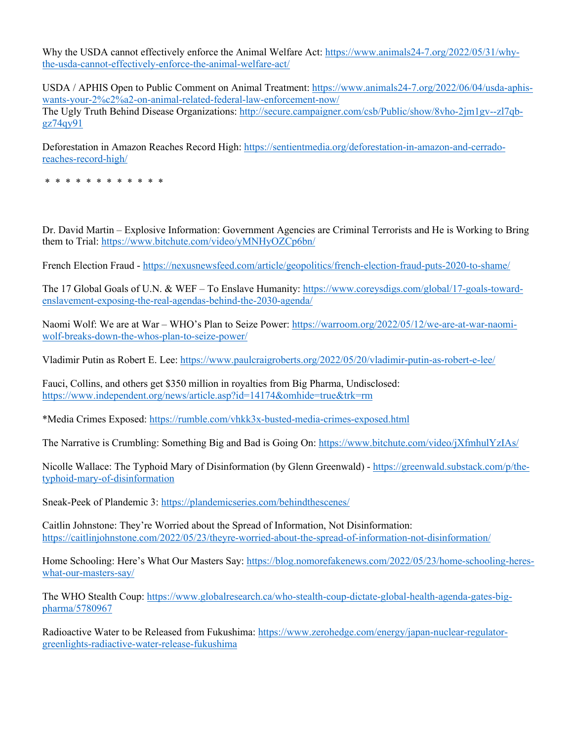Why the USDA cannot effectively enforce the Animal Welfare Act: https://www.animals24-7.org/2022/05/31/why-the-usda-cannot-effectively-enforce-the-animal-welfare-act/

USDA / APHIS Open to Public Comment on Animal Treatment: https://www.animals24-7.org/2022/06/04/usda-aphis-wants-your-2%c2%a2-on-animal-related-federal-law-enforcement-now/
The Ugly Truth Behind Disease Organizations: http://secure.campaigner.com/csb/Public/show/8vho-2jm1gv--zl7qb-gz74qy91

Deforestation in Amazon Reaches Record High: https://sentientmedia.org/deforestation-in-amazon-and-cerrado-reaches-record-high/

\* \* \* \* \* \* \* \* \* \* \* \*

Dr. David Martin – Explosive Information: Government Agencies are Criminal Terrorists and He is Working to Bring them to Trial: https://www.bitchute.com/video/yMNHyOZCp6bn/

French Election Fraud - https://nexusnewsfeed.com/article/geopolitics/french-election-fraud-puts-2020-to-shame/

The 17 Global Goals of U.N. & WEF – To Enslave Humanity: https://www.coreysdigs.com/global/17-goals-toward-enslavement-exposing-the-real-agendas-behind-the-2030-agenda/

Naomi Wolf: We are at War – WHO's Plan to Seize Power: https://warroom.org/2022/05/12/we-are-at-war-naomi-wolf-breaks-down-the-whos-plan-to-seize-power/

Vladimir Putin as Robert E. Lee: https://www.paulcraigroberts.org/2022/05/20/vladimir-putin-as-robert-e-lee/

Fauci, Collins, and others get $350 million in royalties from Big Pharma, Undisclosed: https://www.independent.org/news/article.asp?id=14174&omhide=true&trk=rm

*Media Crimes Exposed: https://rumble.com/vhkk3x-busted-media-crimes-exposed.html

The Narrative is Crumbling: Something Big and Bad is Going On: https://www.bitchute.com/video/jXfmhulYzIAs/

Nicolle Wallace: The Typhoid Mary of Disinformation (by Glenn Greenwald) - https://greenwald.substack.com/p/the-typhoid-mary-of-disinformation

Sneak-Peek of Plandemic 3: https://plandemicseries.com/behindthescenes/

Caitlin Johnstone: They're Worried about the Spread of Information, Not Disinformation: https://caitlinjohnstone.com/2022/05/23/theyre-worried-about-the-spread-of-information-not-disinformation/

Home Schooling: Here's What Our Masters Say: https://blog.nomorefakenews.com/2022/05/23/home-schooling-heres-what-our-masters-say/

The WHO Stealth Coup: https://www.globalresearch.ca/who-stealth-coup-dictate-global-health-agenda-gates-big-pharma/5780967

Radioactive Water to be Released from Fukushima: https://www.zerohedge.com/energy/japan-nuclear-regulator-greenlights-radiactive-water-release-fukushima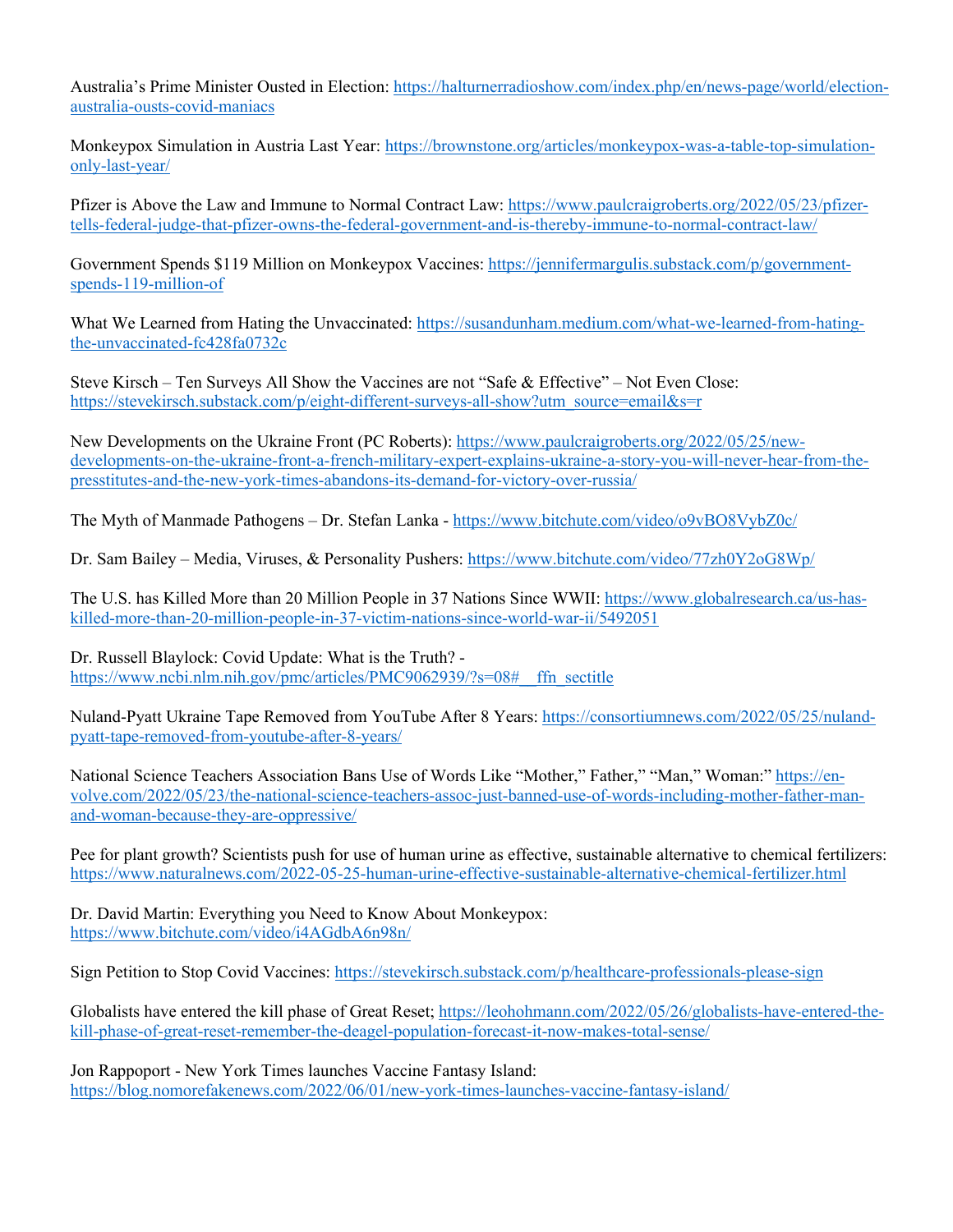Australia's Prime Minister Ousted in Election: https://halturnerradioshow.com/index.php/en/news-page/world/election-australia-ousts-covid-maniacs

Monkeypox Simulation in Austria Last Year: https://brownstone.org/articles/monkeypox-was-a-table-top-simulation-only-last-year/

Pfizer is Above the Law and Immune to Normal Contract Law: https://www.paulcraigroberts.org/2022/05/23/pfizer-tells-federal-judge-that-pfizer-owns-the-federal-government-and-is-thereby-immune-to-normal-contract-law/

Government Spends $119 Million on Monkeypox Vaccines: https://jennifermargulis.substack.com/p/government-spends-119-million-of

What We Learned from Hating the Unvaccinated: https://susandunham.medium.com/what-we-learned-from-hating-the-unvaccinated-fc428fa0732c

Steve Kirsch – Ten Surveys All Show the Vaccines are not "Safe & Effective" – Not Even Close: https://stevekirsch.substack.com/p/eight-different-surveys-all-show?utm_source=email&s=r

New Developments on the Ukraine Front (PC Roberts): https://www.paulcraigroberts.org/2022/05/25/new-developments-on-the-ukraine-front-a-french-military-expert-explains-ukraine-a-story-you-will-never-hear-from-the-presstitutes-and-the-new-york-times-abandons-its-demand-for-victory-over-russia/

The Myth of Manmade Pathogens – Dr. Stefan Lanka - https://www.bitchute.com/video/o9vBO8VybZ0c/

Dr. Sam Bailey – Media, Viruses, & Personality Pushers: https://www.bitchute.com/video/77zh0Y2oG8Wp/

The U.S. has Killed More than 20 Million People in 37 Nations Since WWII: https://www.globalresearch.ca/us-has-killed-more-than-20-million-people-in-37-victim-nations-since-world-war-ii/5492051

Dr. Russell Blaylock: Covid Update: What is the Truth? - https://www.ncbi.nlm.nih.gov/pmc/articles/PMC9062939/?s=08#__ffn_sectitle

Nuland-Pyatt Ukraine Tape Removed from YouTube After 8 Years: https://consortiumnews.com/2022/05/25/nuland-pyatt-tape-removed-from-youtube-after-8-years/

National Science Teachers Association Bans Use of Words Like "Mother," Father," "Man," Woman:" https://en-volve.com/2022/05/23/the-national-science-teachers-assoc-just-banned-use-of-words-including-mother-father-man-and-woman-because-they-are-oppressive/

Pee for plant growth? Scientists push for use of human urine as effective, sustainable alternative to chemical fertilizers: https://www.naturalnews.com/2022-05-25-human-urine-effective-sustainable-alternative-chemical-fertilizer.html

Dr. David Martin: Everything you Need to Know About Monkeypox: https://www.bitchute.com/video/i4AGdbA6n98n/

Sign Petition to Stop Covid Vaccines: https://stevekirsch.substack.com/p/healthcare-professionals-please-sign

Globalists have entered the kill phase of Great Reset; https://leohohmann.com/2022/05/26/globalists-have-entered-the-kill-phase-of-great-reset-remember-the-deagel-population-forecast-it-now-makes-total-sense/

Jon Rappoport - New York Times launches Vaccine Fantasy Island: https://blog.nomorefakenews.com/2022/06/01/new-york-times-launches-vaccine-fantasy-island/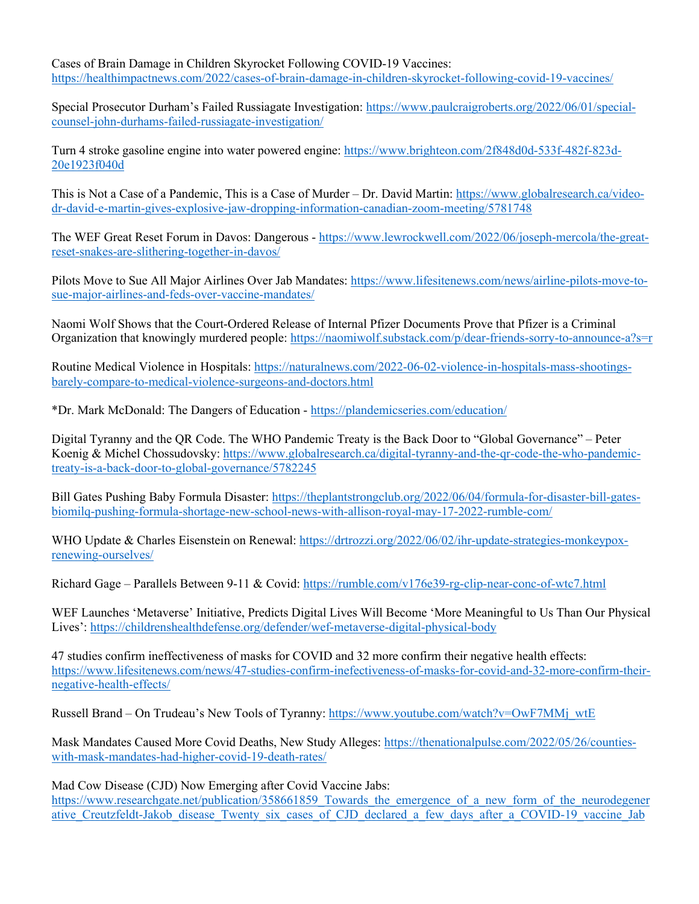Cases of Brain Damage in Children Skyrocket Following COVID-19 Vaccines: https://healthimpactnews.com/2022/cases-of-brain-damage-in-children-skyrocket-following-covid-19-vaccines/

Special Prosecutor Durham's Failed Russiagate Investigation: https://www.paulcraigroberts.org/2022/06/01/special-counsel-john-durhams-failed-russiagate-investigation/

Turn 4 stroke gasoline engine into water powered engine: https://www.brighteon.com/2f848d0d-533f-482f-823d-20e1923f040d

This is Not a Case of a Pandemic, This is a Case of Murder – Dr. David Martin: https://www.globalresearch.ca/video-dr-david-e-martin-gives-explosive-jaw-dropping-information-canadian-zoom-meeting/5781748

The WEF Great Reset Forum in Davos: Dangerous - https://www.lewrockwell.com/2022/06/joseph-mercola/the-great-reset-snakes-are-slithering-together-in-davos/

Pilots Move to Sue All Major Airlines Over Jab Mandates: https://www.lifesitenews.com/news/airline-pilots-move-to-sue-major-airlines-and-feds-over-vaccine-mandates/

Naomi Wolf Shows that the Court-Ordered Release of Internal Pfizer Documents Prove that Pfizer is a Criminal Organization that knowingly murdered people: https://naomiwolf.substack.com/p/dear-friends-sorry-to-announce-a?s=r

Routine Medical Violence in Hospitals: https://naturalnews.com/2022-06-02-violence-in-hospitals-mass-shootings-barely-compare-to-medical-violence-surgeons-and-doctors.html

*Dr. Mark McDonald: The Dangers of Education - https://plandemicseries.com/education/

Digital Tyranny and the QR Code. The WHO Pandemic Treaty is the Back Door to "Global Governance" – Peter Koenig & Michel Chossudovsky: https://www.globalresearch.ca/digital-tyranny-and-the-qr-code-the-who-pandemic-treaty-is-a-back-door-to-global-governance/5782245

Bill Gates Pushing Baby Formula Disaster: https://theplantstrongclub.org/2022/06/04/formula-for-disaster-bill-gates-biomilq-pushing-formula-shortage-new-school-news-with-allison-royal-may-17-2022-rumble-com/

WHO Update & Charles Eisenstein on Renewal: https://drtrozzi.org/2022/06/02/ihr-update-strategies-monkeypox-renewing-ourselves/

Richard Gage – Parallels Between 9-11 & Covid: https://rumble.com/v176e39-rg-clip-near-conc-of-wtc7.html

WEF Launches 'Metaverse' Initiative, Predicts Digital Lives Will Become 'More Meaningful to Us Than Our Physical Lives': https://childrenshealthdefense.org/defender/wef-metaverse-digital-physical-body

47 studies confirm ineffectiveness of masks for COVID and 32 more confirm their negative health effects: https://www.lifesitenews.com/news/47-studies-confirm-ineffectiveness-of-masks-for-covid-and-32-more-confirm-their-negative-health-effects/

Russell Brand – On Trudeau's New Tools of Tyranny: https://www.youtube.com/watch?v=OwF7MMj_wtE

Mask Mandates Caused More Covid Deaths, New Study Alleges: https://thenationalpulse.com/2022/05/26/counties-with-mask-mandates-had-higher-covid-19-death-rates/

Mad Cow Disease (CJD) Now Emerging after Covid Vaccine Jabs: https://www.researchgate.net/publication/358661859_Towards_the_emergence_of_a_new_form_of_the_neurodegenerative_Creutzfeldt-Jakob_disease_Twenty_six_cases_of_CJD_declared_a_few_days_after_a_COVID-19_vaccine_Jab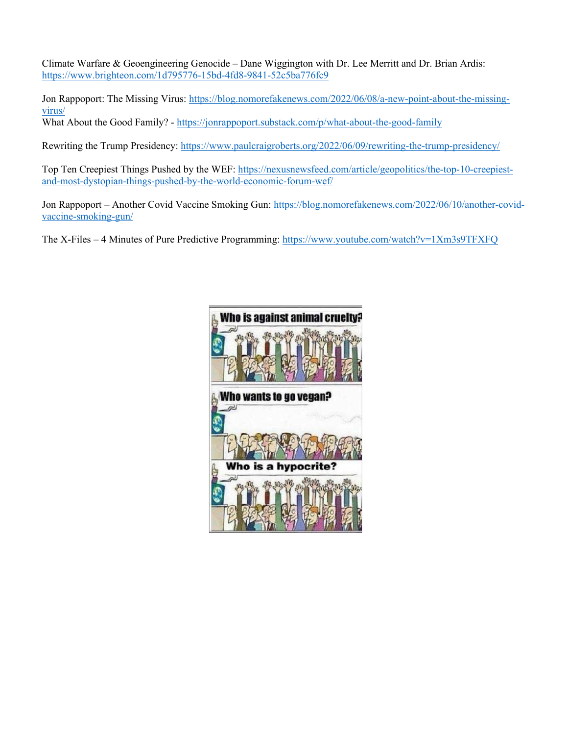Climate Warfare & Geoengineering Genocide – Dane Wiggington with Dr. Lee Merritt and Dr. Brian Ardis: https://www.brighteon.com/1d795776-15bd-4fd8-9841-52c5ba776fc9

Jon Rappoport: The Missing Virus: https://blog.nomorefakenews.com/2022/06/08/a-new-point-about-the-missing-virus/

What About the Good Family? - https://jonrappoport.substack.com/p/what-about-the-good-family

Rewriting the Trump Presidency: https://www.paulcraigroberts.org/2022/06/09/rewriting-the-trump-presidency/

Top Ten Creepiest Things Pushed by the WEF: https://nexusnewsfeed.com/article/geopolitics/the-top-10-creepiest-and-most-dystopian-things-pushed-by-the-world-economic-forum-wef/

Jon Rappoport – Another Covid Vaccine Smoking Gun: https://blog.nomorefakenews.com/2022/06/10/another-covid-vaccine-smoking-gun/

The X-Files – 4 Minutes of Pure Predictive Programming: https://www.youtube.com/watch?v=1Xm3s9TFXFQ

Who is against animal cruelty?

Who wants to go vegan?

Who is a hypocrite?